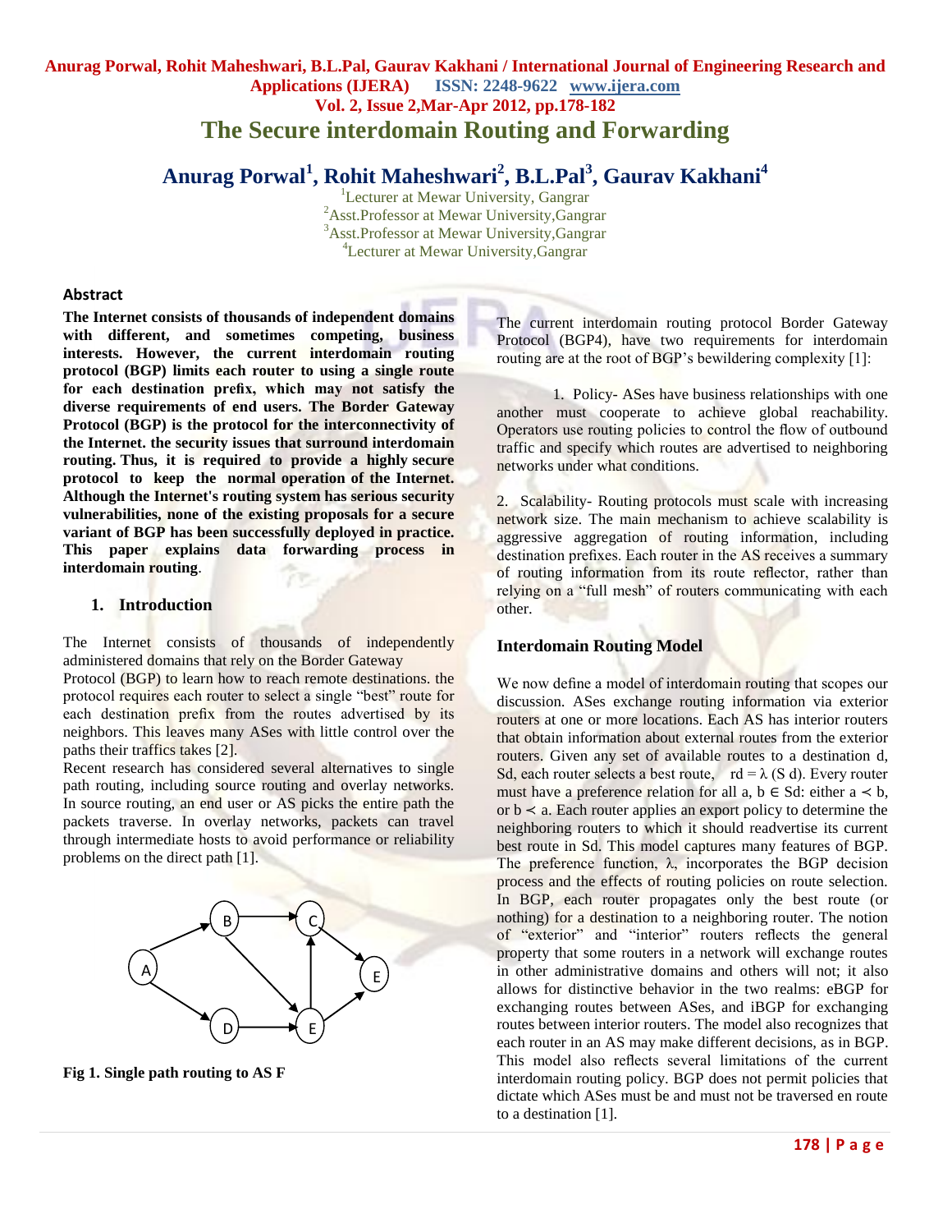# The Secure interdomain Routing and Forwarding

**Anurag Porwal[1], Rohit Maheshwari[2], B.L.Pal[3], Gaurav Kakhani[4]**

[1]Lecturer at Mewar University, Gangrar
[2]Asst.Professor at Mewar University,Gangrar
[3]Asst.Professor at Mewar University,Gangrar
[4]Lecturer at Mewar University,Gangrar

## Abstract

**The Internet consists of thousands of independent domains with different, and sometimes competing, business interests. However, the current interdomain routing protocol (BGP) limits each router to using a single route for each destination prefix, which may not satisfy the diverse requirements of end users. The Border Gateway Protocol (BGP) is the protocol for the interconnectivity of the Internet. the security issues that surround interdomain routing. Thus, it is required to provide a highly secure protocol to keep the normal operation of the Internet. Although the Internet's routing system has serious security vulnerabilities, none of the existing proposals for a secure variant of BGP has been successfully deployed in practice. This paper explains data forwarding process in interdomain routing**.

## 1. Introduction

The Internet consists of thousands of independently administered domains that rely on the Border Gateway Protocol (BGP) to learn how to reach remote destinations. the protocol requires each router to select a single "best" route for each destination prefix from the routes advertised by its neighbors. This leaves many ASes with little control over the paths their traffics takes [2].

Recent research has considered several alternatives to single path routing, including source routing and overlay networks. In source routing, an end user or AS picks the entire path the packets traverse. In overlay networks, packets can travel through intermediate hosts to avoid performance or reliability problems on the direct path [1].

**Fig 1. Single path routing to AS F**

The current interdomain routing protocol Border Gateway Protocol (BGP4), have two requirements for interdomain routing are at the root of BGP's bewildering complexity [1]:

1. Policy- ASes have business relationships with one another must cooperate to achieve global reachability. Operators use routing policies to control the flow of outbound traffic and specify which routes are advertised to neighboring networks under what conditions.

2. Scalability- Routing protocols must scale with increasing network size. The main mechanism to achieve scalability is aggressive aggregation of routing information, including destination prefixes. Each router in the AS receives a summary of routing information from its route reflector, rather than relying on a "full mesh" of routers communicating with each other.

### Interdomain Routing Model

We now define a model of interdomain routing that scopes our discussion. ASes exchange routing information via exterior routers at one or more locations. Each AS has interior routers that obtain information about external routes from the exterior routers. Given any set of available routes to a destination d, Sd, each router selects a best route, $rd = \lambda (S d)$. Every router must have a preference relation for all a, b $\in$ Sd: either $a \prec b$, or $b \prec a$. Each router applies an export policy to determine the neighboring routers to which it should readvertise its current best route in Sd. This model captures many features of BGP. The preference function, λ, incorporates the BGP decision process and the effects of routing policies on route selection. In BGP, each router propagates only the best route (or nothing) for a destination to a neighboring router. The notion of "exterior" and "interior" routers reflects the general property that some routers in a network will exchange routes in other administrative domains and others will not; it also allows for distinctive behavior in the two realms: eBGP for exchanging routes between ASes, and iBGP for exchanging routes between interior routers. The model also recognizes that each router in an AS may make different decisions, as in BGP. This model also reflects several limitations of the current interdomain routing policy. BGP does not permit policies that dictate which ASes must be and must not be traversed en route to a destination [1].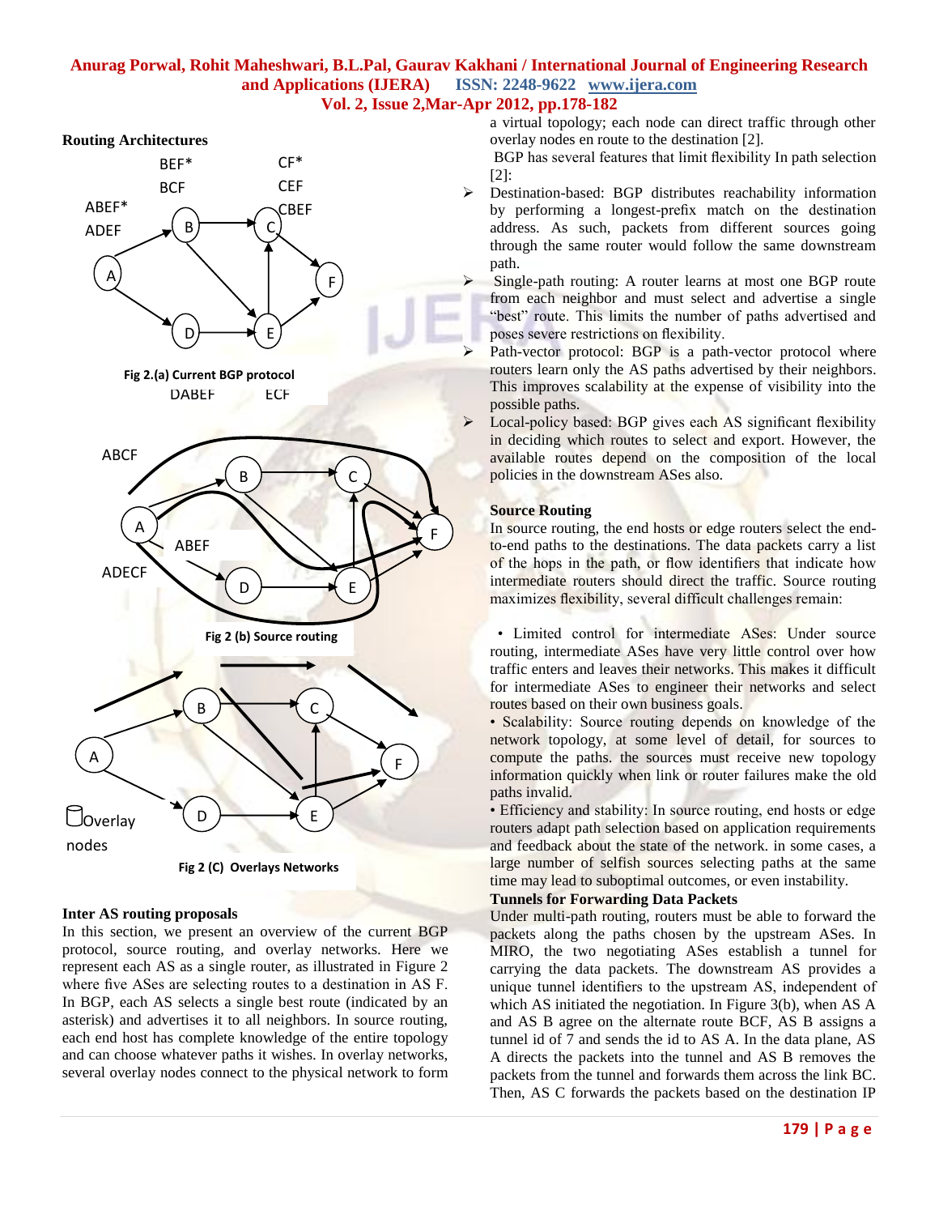**Routing Architectures**

Fig 2.(a) Current BGP protocol

Fig 2 (b) Source routing

Fig 2 (C) Overlays Networks

**Inter AS routing proposals**

In this section, we present an overview of the current BGP protocol, source routing, and overlay networks. Here we represent each AS as a single router, as illustrated in Figure 2 where five ASes are selecting routes to a destination in AS F. In BGP, each AS selects a single best route (indicated by an asterisk) and advertises it to all neighbors. In source routing, each end host has complete knowledge of the entire topology and can choose whatever paths it wishes. In overlay networks, several overlay nodes connect to the physical network to form a virtual topology; each node can direct traffic through other overlay nodes en route to the destination [2].

BGP has several features that limit flexibility In path selection [2]:

- Destination-based: BGP distributes reachability information by performing a longest-prefix match on the destination address. As such, packets from different sources going through the same router would follow the same downstream path.
- Single-path routing: A router learns at most one BGP route from each neighbor and must select and advertise a single "best" route. This limits the number of paths advertised and poses severe restrictions on flexibility.
- Path-vector protocol: BGP is a path-vector protocol where routers learn only the AS paths advertised by their neighbors. This improves scalability at the expense of visibility into the possible paths.
- Local-policy based: BGP gives each AS significant flexibility in deciding which routes to select and export. However, the available routes depend on the composition of the local policies in the downstream ASes also.

**Source Routing**

In source routing, the end hosts or edge routers select the end-to-end paths to the destinations. The data packets carry a list of the hops in the path, or flow identifiers that indicate how intermediate routers should direct the traffic. Source routing maximizes flexibility, several difficult challenges remain:

• Limited control for intermediate ASes: Under source routing, intermediate ASes have very little control over how traffic enters and leaves their networks. This makes it difficult for intermediate ASes to engineer their networks and select routes based on their own business goals.

• Scalability: Source routing depends on knowledge of the network topology, at some level of detail, for sources to compute the paths. the sources must receive new topology information quickly when link or router failures make the old paths invalid.

• Efficiency and stability: In source routing, end hosts or edge routers adapt path selection based on application requirements and feedback about the state of the network. in some cases, a large number of selfish sources selecting paths at the same time may lead to suboptimal outcomes, or even instability.

**Tunnels for Forwarding Data Packets**

Under multi-path routing, routers must be able to forward the packets along the paths chosen by the upstream ASes. In MIRO, the two negotiating ASes establish a tunnel for carrying the data packets. The downstream AS provides a unique tunnel identifiers to the upstream AS, independent of which AS initiated the negotiation. In Figure 3(b), when AS A and AS B agree on the alternate route BCF, AS B assigns a tunnel id of 7 and sends the id to AS A. In the data plane, AS A directs the packets into the tunnel and AS B removes the packets from the tunnel and forwards them across the link BC. Then, AS C forwards the packets based on the destination IP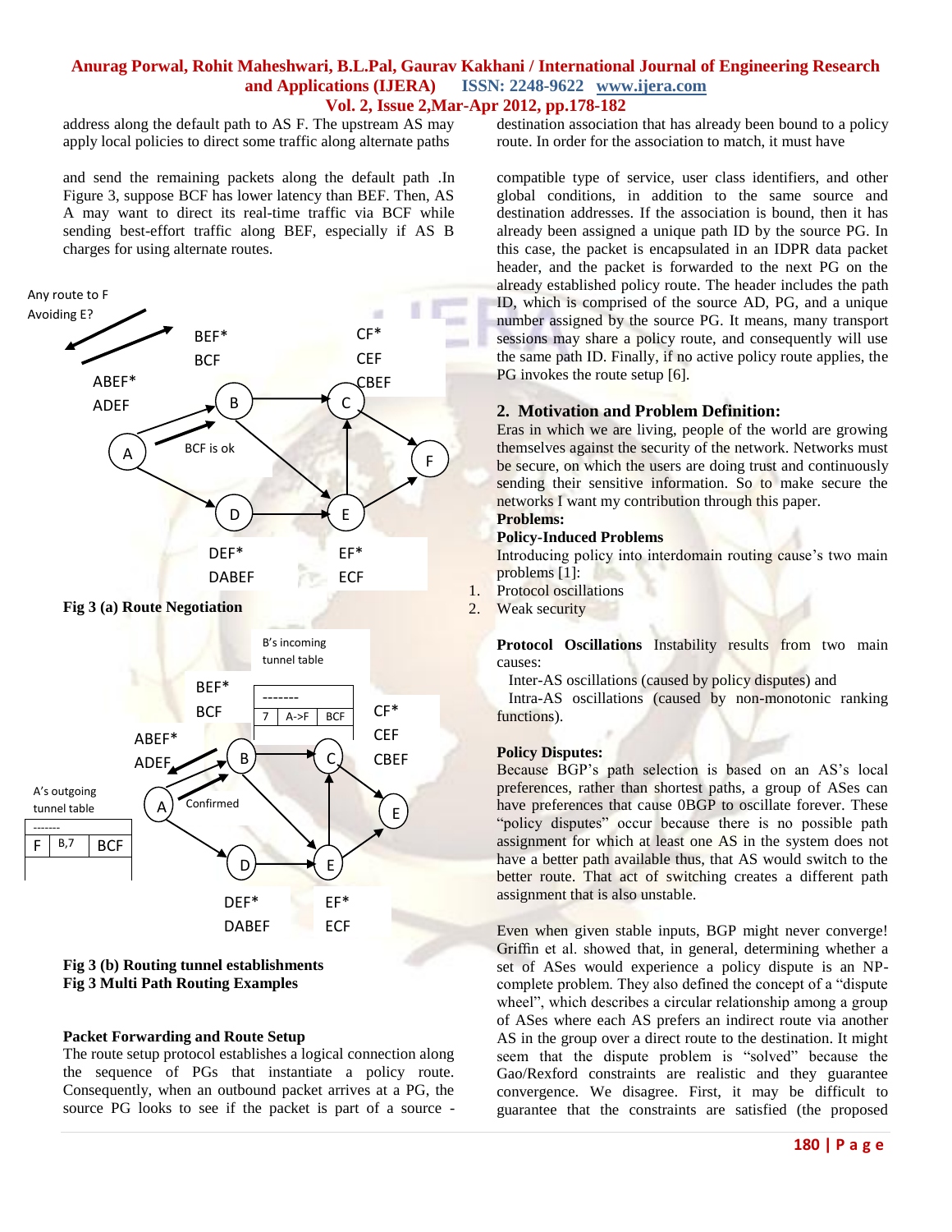address along the default path to AS F. The upstream AS may apply local policies to direct some traffic along alternate paths

and send the remaining packets along the default path .In Figure 3, suppose BCF has lower latency than BEF. Then, AS A may want to direct its real-time traffic via BCF while sending best-effort traffic along BEF, especially if AS B charges for using alternate routes.

Any route to F Avoiding E?

BEF* BCF | CF* CEF CBEF | ABEF* ADEF | BCF is ok | DEF* DABEF | EF* ECF

**Fig 3 (a) Route Negotiation**

B's incoming tunnel table

| ------- | | |
|---|---|---|
| 7 | A->F | BCF |

A's outgoing tunnel table

| ------- | | |
|---|---|---|
| F | B,7 | BCF |

BEF* BCF | CF* CEF CBEF | ABEF* ADEF | Confirmed | DEF* DABEF | EF* ECF

**Fig 3 (b) Routing tunnel establishments**

**Fig 3 Multi Path Routing Examples**

**Packet Forwarding and Route Setup**

The route setup protocol establishes a logical connection along the sequence of PGs that instantiate a policy route. Consequently, when an outbound packet arrives at a PG, the source PG looks to see if the packet is part of a source - destination association that has already been bound to a policy route. In order for the association to match, it must have

compatible type of service, user class identifiers, and other global conditions, in addition to the same source and destination addresses. If the association is bound, then it has already been assigned a unique path ID by the source PG. In this case, the packet is encapsulated in an IDPR data packet header, and the packet is forwarded to the next PG on the already established policy route. The header includes the path ID, which is comprised of the source AD, PG, and a unique number assigned by the source PG. It means, many transport sessions may share a policy route, and consequently will use the same path ID. Finally, if no active policy route applies, the PG invokes the route setup [6].

## 2. Motivation and Problem Definition:

Eras in which we are living, people of the world are growing themselves against the security of the network. Networks must be secure, on which the users are doing trust and continuously sending their sensitive information. So to make secure the networks I want my contribution through this paper.

**Problems:**

**Policy-Induced Problems**

Introducing policy into interdomain routing cause's two main problems [1]:

1. Protocol oscillations
2. Weak security

**Protocol Oscillations** Instability results from two main causes:

Inter-AS oscillations (caused by policy disputes) and

Intra-AS oscillations (caused by non-monotonic ranking functions).

**Policy Disputes:**

Because BGP's path selection is based on an AS's local preferences, rather than shortest paths, a group of ASes can have preferences that cause 0BGP to oscillate forever. These "policy disputes" occur because there is no possible path assignment for which at least one AS in the system does not have a better path available thus, that AS would switch to the better route. That act of switching creates a different path assignment that is also unstable.

Even when given stable inputs, BGP might never converge! Griffin et al. showed that, in general, determining whether a set of ASes would experience a policy dispute is an NP-complete problem. They also defined the concept of a "dispute wheel", which describes a circular relationship among a group of ASes where each AS prefers an indirect route via another AS in the group over a direct route to the destination. It might seem that the dispute problem is "solved" because the Gao/Rexford constraints are realistic and they guarantee convergence. We disagree. First, it may be difficult to guarantee that the constraints are satisfied (the proposed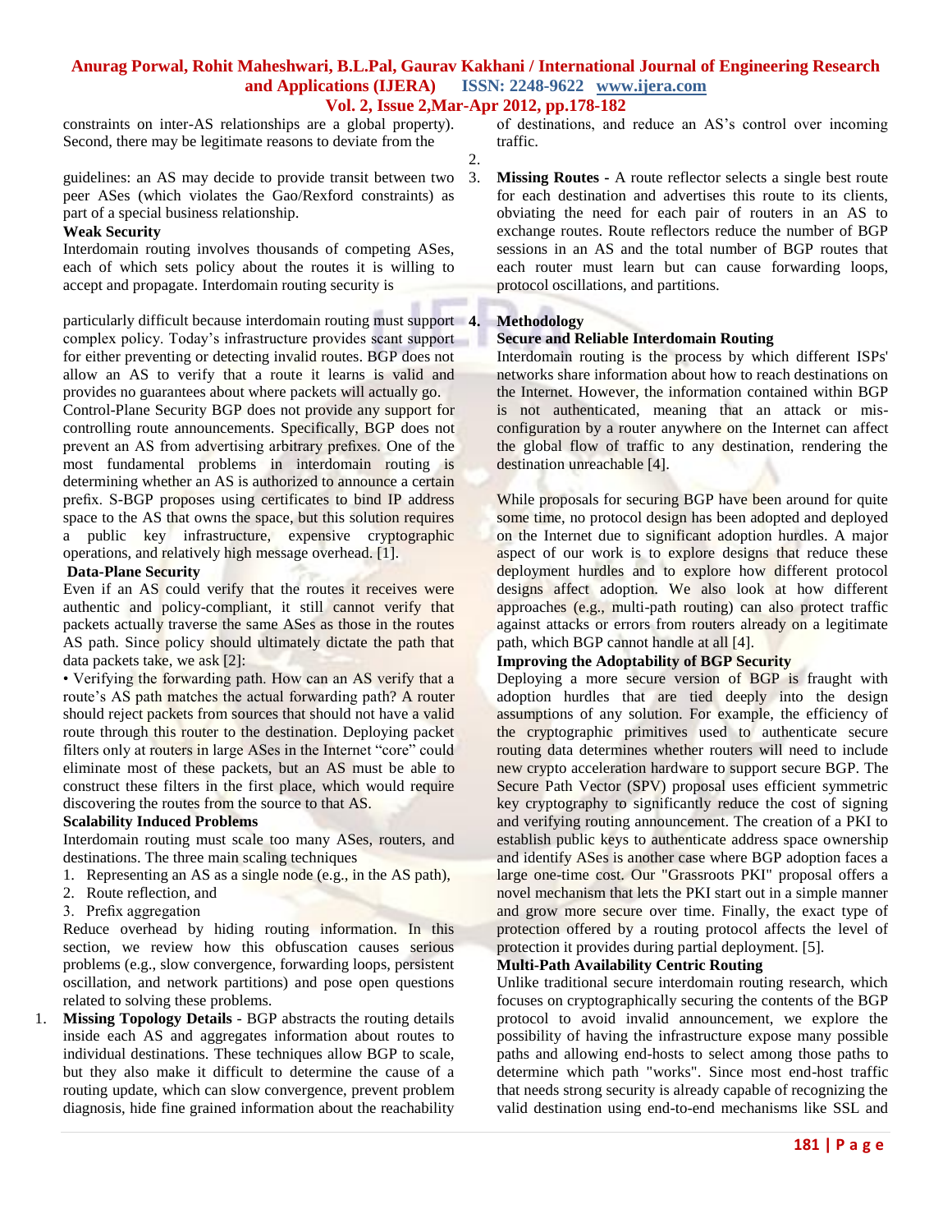constraints on inter-AS relationships are a global property). Second, there may be legitimate reasons to deviate from the

guidelines: an AS may decide to provide transit between two peer ASes (which violates the Gao/Rexford constraints) as part of a special business relationship.

**Weak Security**

Interdomain routing involves thousands of competing ASes, each of which sets policy about the routes it is willing to accept and propagate. Interdomain routing security is

particularly difficult because interdomain routing must support complex policy. Today's infrastructure provides scant support for either preventing or detecting invalid routes. BGP does not allow an AS to verify that a route it learns is valid and provides no guarantees about where packets will actually go.

Control-Plane Security BGP does not provide any support for controlling route announcements. Specifically, BGP does not prevent an AS from advertising arbitrary prefixes. One of the most fundamental problems in interdomain routing is determining whether an AS is authorized to announce a certain prefix. S-BGP proposes using certificates to bind IP address space to the AS that owns the space, but this solution requires a public key infrastructure, expensive cryptographic operations, and relatively high message overhead. [1].

**Data-Plane Security**

Even if an AS could verify that the routes it receives were authentic and policy-compliant, it still cannot verify that packets actually traverse the same ASes as those in the routes AS path. Since policy should ultimately dictate the path that data packets take, we ask [2]:

• Verifying the forwarding path. How can an AS verify that a route's AS path matches the actual forwarding path? A router should reject packets from sources that should not have a valid route through this router to the destination. Deploying packet filters only at routers in large ASes in the Internet "core" could eliminate most of these packets, but an AS must be able to construct these filters in the first place, which would require discovering the routes from the source to that AS.

**Scalability Induced Problems**

Interdomain routing must scale too many ASes, routers, and destinations. The three main scaling techniques

1. Representing an AS as a single node (e.g., in the AS path),
2. Route reflection, and
3. Prefix aggregation

Reduce overhead by hiding routing information. In this section, we review how this obfuscation causes serious problems (e.g., slow convergence, forwarding loops, persistent oscillation, and network partitions) and pose open questions related to solving these problems.

1. **Missing Topology Details** - BGP abstracts the routing details inside each AS and aggregates information about routes to individual destinations. These techniques allow BGP to scale, but they also make it difficult to determine the cause of a routing update, which can slow convergence, prevent problem diagnosis, hide fine grained information about the reachability of destinations, and reduce an AS's control over incoming traffic.
2. 
3. **Missing Routes** - A route reflector selects a single best route for each destination and advertises this route to its clients, obviating the need for each pair of routers in an AS to exchange routes. Route reflectors reduce the number of BGP sessions in an AS and the total number of BGP routes that each router must learn but can cause forwarding loops, protocol oscillations, and partitions.

## 4. Methodology

**Secure and Reliable Interdomain Routing**

Interdomain routing is the process by which different ISPs' networks share information about how to reach destinations on the Internet. However, the information contained within BGP is not authenticated, meaning that an attack or mis-configuration by a router anywhere on the Internet can affect the global flow of traffic to any destination, rendering the destination unreachable [4].

While proposals for securing BGP have been around for quite some time, no protocol design has been adopted and deployed on the Internet due to significant adoption hurdles. A major aspect of our work is to explore designs that reduce these deployment hurdles and to explore how different protocol designs affect adoption. We also look at how different approaches (e.g., multi-path routing) can also protect traffic against attacks or errors from routers already on a legitimate path, which BGP cannot handle at all [4].

**Improving the Adoptability of BGP Security**

Deploying a more secure version of BGP is fraught with adoption hurdles that are tied deeply into the design assumptions of any solution. For example, the efficiency of the cryptographic primitives used to authenticate secure routing data determines whether routers will need to include new crypto acceleration hardware to support secure BGP. The Secure Path Vector (SPV) proposal uses efficient symmetric key cryptography to significantly reduce the cost of signing and verifying routing announcement. The creation of a PKI to establish public keys to authenticate address space ownership and identify ASes is another case where BGP adoption faces a large one-time cost. Our "Grassroots PKI" proposal offers a novel mechanism that lets the PKI start out in a simple manner and grow more secure over time. Finally, the exact type of protection offered by a routing protocol affects the level of protection it provides during partial deployment. [5].

**Multi-Path Availability Centric Routing**

Unlike traditional secure interdomain routing research, which focuses on cryptographically securing the contents of the BGP protocol to avoid invalid announcement, we explore the possibility of having the infrastructure expose many possible paths and allowing end-hosts to select among those paths to determine which path "works". Since most end-host traffic that needs strong security is already capable of recognizing the valid destination using end-to-end mechanisms like SSL and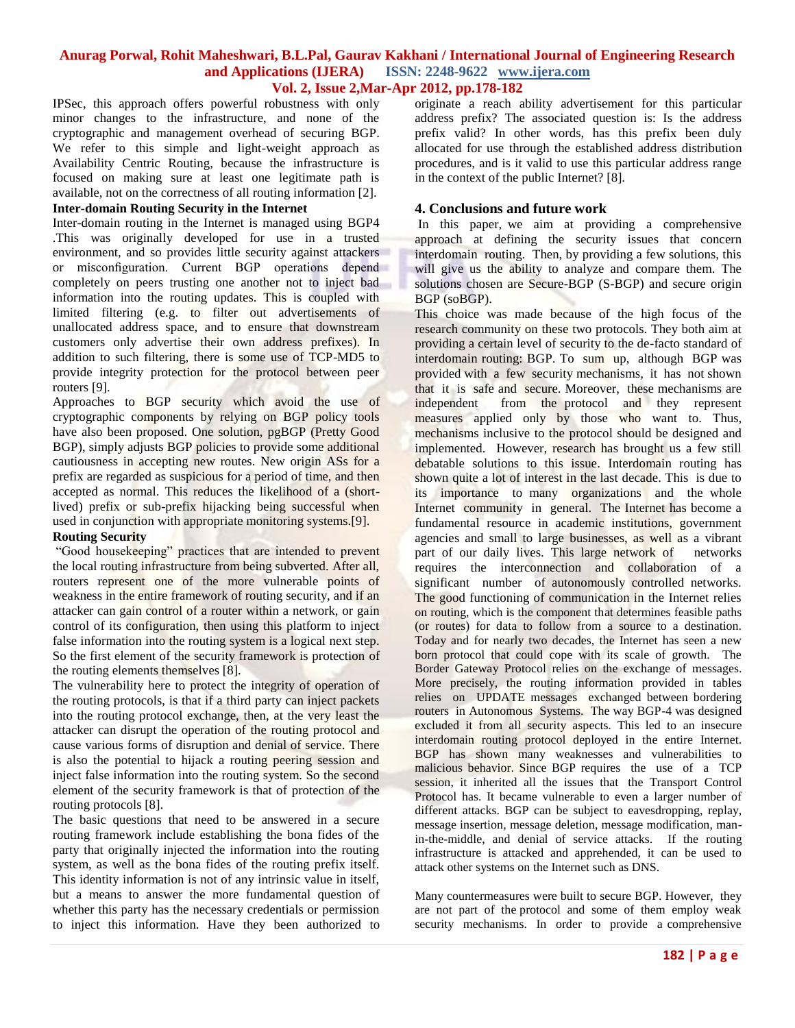IPSec, this approach offers powerful robustness with only minor changes to the infrastructure, and none of the cryptographic and management overhead of securing BGP. We refer to this simple and light-weight approach as Availability Centric Routing, because the infrastructure is focused on making sure at least one legitimate path is available, not on the correctness of all routing information [2].

**Inter-domain Routing Security in the Internet**

Inter-domain routing in the Internet is managed using BGP4 .This was originally developed for use in a trusted environment, and so provides little security against attackers or misconfiguration. Current BGP operations depend completely on peers trusting one another not to inject bad information into the routing updates. This is coupled with limited filtering (e.g. to filter out advertisements of unallocated address space, and to ensure that downstream customers only advertise their own address prefixes). In addition to such filtering, there is some use of TCP-MD5 to provide integrity protection for the protocol between peer routers [9].

Approaches to BGP security which avoid the use of cryptographic components by relying on BGP policy tools have also been proposed. One solution, pgBGP (Pretty Good BGP), simply adjusts BGP policies to provide some additional cautiousness in accepting new routes. New origin ASs for a prefix are regarded as suspicious for a period of time, and then accepted as normal. This reduces the likelihood of a (short-lived) prefix or sub-prefix hijacking being successful when used in conjunction with appropriate monitoring systems.[9].

**Routing Security**

"Good housekeeping" practices that are intended to prevent the local routing infrastructure from being subverted. After all, routers represent one of the more vulnerable points of weakness in the entire framework of routing security, and if an attacker can gain control of a router within a network, or gain control of its configuration, then using this platform to inject false information into the routing system is a logical next step. So the first element of the security framework is protection of the routing elements themselves [8].

The vulnerability here to protect the integrity of operation of the routing protocols, is that if a third party can inject packets into the routing protocol exchange, then, at the very least the attacker can disrupt the operation of the routing protocol and cause various forms of disruption and denial of service. There is also the potential to hijack a routing peering session and inject false information into the routing system. So the second element of the security framework is that of protection of the routing protocols [8].

The basic questions that need to be answered in a secure routing framework include establishing the bona fides of the party that originally injected the information into the routing system, as well as the bona fides of the routing prefix itself. This identity information is not of any intrinsic value in itself, but a means to answer the more fundamental question of whether this party has the necessary credentials or permission to inject this information. Have they been authorized to originate a reach ability advertisement for this particular address prefix? The associated question is: Is the address prefix valid? In other words, has this prefix been duly allocated for use through the established address distribution procedures, and is it valid to use this particular address range in the context of the public Internet? [8].

## 4. Conclusions and future work

In this paper, we aim at providing a comprehensive approach at defining the security issues that concern interdomain routing. Then, by providing a few solutions, this will give us the ability to analyze and compare them. The solutions chosen are Secure-BGP (S-BGP) and secure origin BGP (soBGP).

This choice was made because of the high focus of the research community on these two protocols. They both aim at providing a certain level of security to the de-facto standard of interdomain routing: BGP. To sum up, although BGP was provided with a few security mechanisms, it has not shown that it is safe and secure. Moreover, these mechanisms are independent from the protocol and they represent measures applied only by those who want to. Thus, mechanisms inclusive to the protocol should be designed and implemented. However, research has brought us a few still debatable solutions to this issue. Interdomain routing has shown quite a lot of interest in the last decade. This is due to its importance to many organizations and the whole Internet community in general. The Internet has become a fundamental resource in academic institutions, government agencies and small to large businesses, as well as a vibrant part of our daily lives. This large network of networks requires the interconnection and collaboration of a significant number of autonomously controlled networks. The good functioning of communication in the Internet relies on routing, which is the component that determines feasible paths (or routes) for data to follow from a source to a destination. Today and for nearly two decades, the Internet has seen a new born protocol that could cope with its scale of growth. The Border Gateway Protocol relies on the exchange of messages. More precisely, the routing information provided in tables relies on UPDATE messages exchanged between bordering routers in Autonomous Systems. The way BGP-4 was designed excluded it from all security aspects. This led to an insecure interdomain routing protocol deployed in the entire Internet. BGP has shown many weaknesses and vulnerabilities to malicious behavior. Since BGP requires the use of a TCP session, it inherited all the issues that the Transport Control Protocol has. It became vulnerable to even a larger number of different attacks. BGP can be subject to eavesdropping, replay, message insertion, message deletion, message modification, man-in-the-middle, and denial of service attacks. If the routing infrastructure is attacked and apprehended, it can be used to attack other systems on the Internet such as DNS.

Many countermeasures were built to secure BGP. However, they are not part of the protocol and some of them employ weak security mechanisms. In order to provide a comprehensive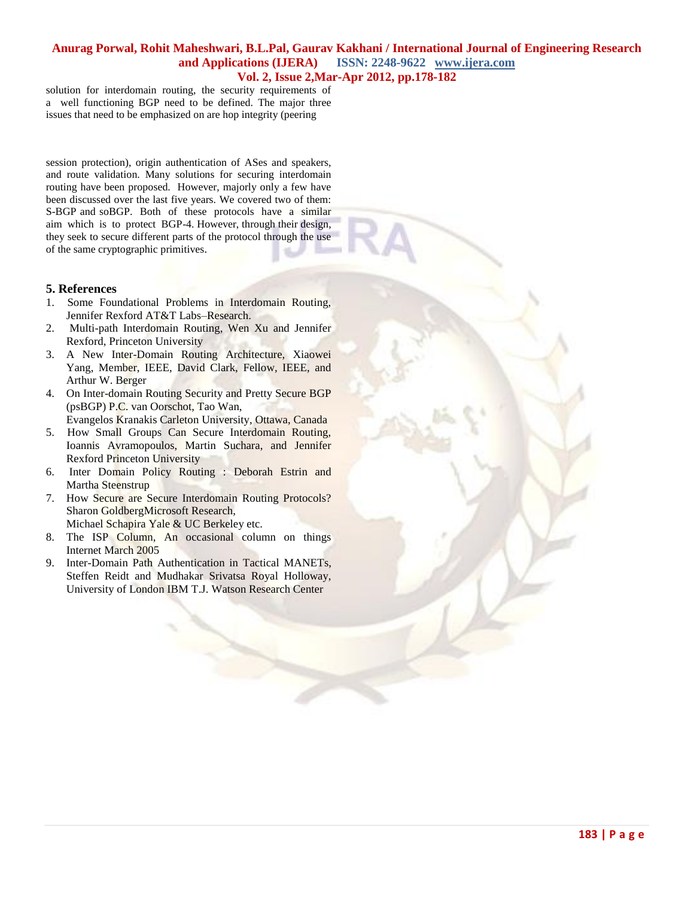solution for interdomain routing, the security requirements of a well functioning BGP need to be defined. The major three issues that need to be emphasized on are hop integrity (peering session protection), origin authentication of ASes and speakers, and route validation. Many solutions for securing interdomain routing have been proposed. However, majorly only a few have been discussed over the last five years. We covered two of them: S-BGP and soBGP. Both of these protocols have a similar aim which is to protect BGP-4. However, through their design, they seek to secure different parts of the protocol through the use of the same cryptographic primitives.

## 5. References

1. Some Foundational Problems in Interdomain Routing, Jennifer Rexford AT&T Labs–Research.
2. Multi-path Interdomain Routing, Wen Xu and Jennifer Rexford, Princeton University
3. A New Inter-Domain Routing Architecture, Xiaowei Yang, Member, IEEE, David Clark, Fellow, IEEE, and Arthur W. Berger
4. On Inter-domain Routing Security and Pretty Secure BGP (psBGP) P.C. van Oorschot, Tao Wan, Evangelos Kranakis Carleton University, Ottawa, Canada
5. How Small Groups Can Secure Interdomain Routing, Ioannis Avramopoulos, Martin Suchara, and Jennifer Rexford Princeton University
6. Inter Domain Policy Routing : Deborah Estrin and Martha Steenstrup
7. How Secure are Secure Interdomain Routing Protocols? Sharon GoldbergMicrosoft Research, Michael Schapira Yale & UC Berkeley etc.
8. The ISP Column, An occasional column on things Internet March 2005
9. Inter-Domain Path Authentication in Tactical MANETs, Steffen Reidt and Mudhakar Srivatsa Royal Holloway, University of London IBM T.J. Watson Research Center